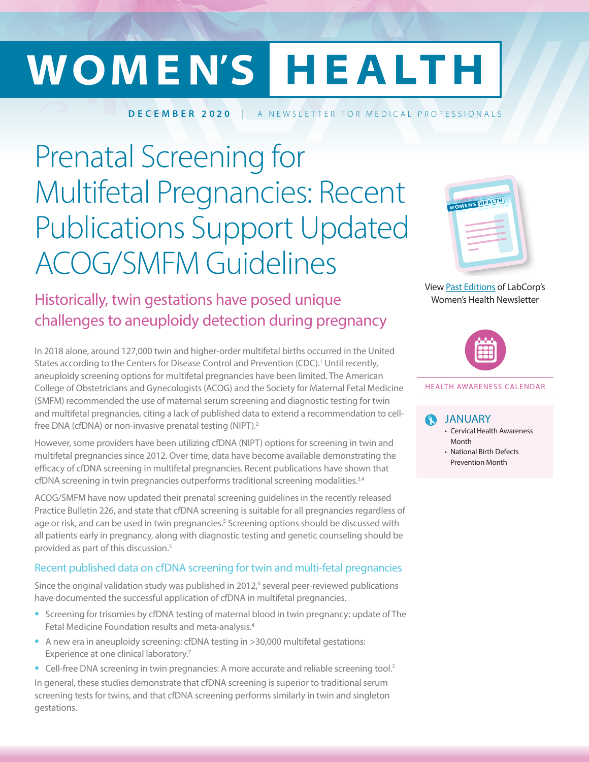// WOMEN'S HEALTH

**DECEMBER 2020** | A NEWSLETTER FOR MEDICAL PROFESSIONALS

# Prenatal Screening for Multifetal Pregnancies: Recent Publications Support Updated ACOG/SMFM Guidelines

## Historically, twin gestations have posed unique challenges to aneuploidy detection during pregnancy

In 2018 alone, around 127,000 twin and higher-order multifetal births occurred in the United States according to the Centers for Disease Control and Prevention (CDC).[1] Until recently, aneuploidy screening options for multifetal pregnancies have been limited. The American College of Obstetricians and Gynecologists (ACOG) and the Society for Maternal Fetal Medicine (SMFM) recommended the use of maternal serum screening and diagnostic testing for twin and multifetal pregnancies, citing a lack of published data to extend a recommendation to cell-free DNA (cfDNA) or non-invasive prenatal testing (NIPT).[2]

However, some providers have been utilizing cfDNA (NIPT) options for screening in twin and multifetal pregnancies since 2012. Over time, data have become available demonstrating the efficacy of cfDNA screening in multifetal pregnancies. Recent publications have shown that cfDNA screening in twin pregnancies outperforms traditional screening modalities.[3,4]

ACOG/SMFM have now updated their prenatal screening guidelines in the recently released Practice Bulletin 226, and state that cfDNA screening is suitable for all pregnancies regardless of age or risk, and can be used in twin pregnancies.[5] Screening options should be discussed with all patients early in pregnancy, along with diagnostic testing and genetic counseling should be provided as part of this discussion.[5]

### Recent published data on cfDNA screening for twin and multi-fetal pregnancies

Since the original validation study was published in 2012,[6] several peer-reviewed publications have documented the successful application of cfDNA in multifetal pregnancies.

- Screening for trisomies by cfDNA testing of maternal blood in twin pregnancy: update of The Fetal Medicine Foundation results and meta-analysis.[4]
- A new era in aneuploidy screening: cfDNA testing in >30,000 multifetal gestations: Experience at one clinical laboratory.[7]
- Cell-free DNA screening in twin pregnancies: A more accurate and reliable screening tool.[3]

In general, these studies demonstrate that cfDNA screening is superior to traditional serum screening tests for twins, and that cfDNA screening performs similarly in twin and singleton gestations.

View Past Editions of LabCorp's Women's Health Newsletter

HEALTH AWARENESS CALENDAR

**JANUARY**

- Cervical Health Awareness Month
- National Birth Defects Prevention Month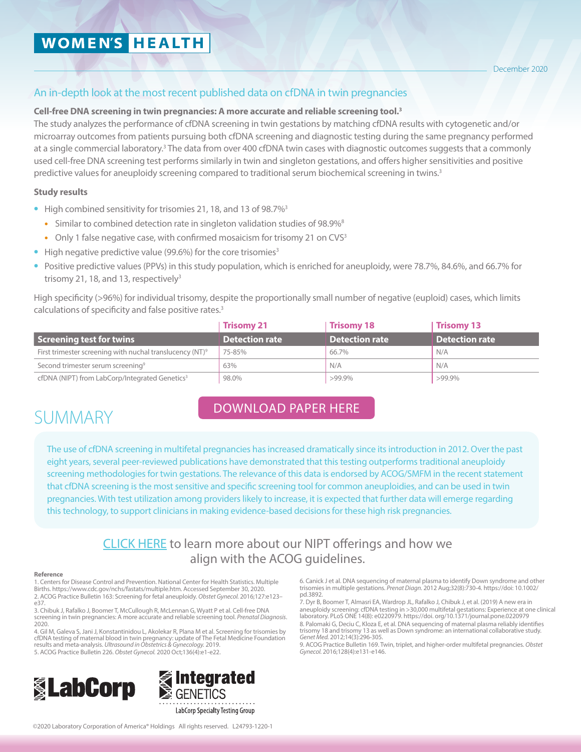# WOMEN'S HEALTH

December 2020

## An in-depth look at the most recent published data on cfDNA in twin pregnancies

**Cell-free DNA screening in twin pregnancies: A more accurate and reliable screening tool.[3]**

The study analyzes the performance of cfDNA screening in twin gestations by matching cfDNA results with cytogenetic and/or microarray outcomes from patients pursuing both cfDNA screening and diagnostic testing during the same pregnancy performed at a single commercial laboratory.[3] The data from over 400 cfDNA twin cases with diagnostic outcomes suggests that a commonly used cell-free DNA screening test performs similarly in twin and singleton gestations, and offers higher sensitivities and positive predictive values for aneuploidy screening compared to traditional serum biochemical screening in twins.[3]

### Study results

- High combined sensitivity for trisomies 21, 18, and 13 of 98.7%[3]
  - Similar to combined detection rate in singleton validation studies of 98.9%[8]
  - Only 1 false negative case, with confirmed mosaicism for trisomy 21 on CVS[3]
- High negative predictive value (99.6%) for the core trisomies[3]
- Positive predictive values (PPVs) in this study population, which is enriched for aneuploidy, were 78.7%, 84.6%, and 66.7% for trisomy 21, 18, and 13, respectively[3]

High specificity (>96%) for individual trisomy, despite the proportionally small number of negative (euploid) cases, which limits calculations of specificity and false positive rates.[3]

| | Trisomy 21 | Trisomy 18 | Trisomy 13 |
|---|---|---|---|
| **Screening test for twins** | **Detection rate** | **Detection rate** | **Detection rate** |
| First trimester screening with nuchal translucency (NT)[9] | 75-85% | 66.7% | N/A |
| Second trimester serum screening[9] | 63% | N/A | N/A |
| cfDNA (NIPT) from LabCorp/Integrated Genetics[3] | 98.0% | >99.9% | >99.9% |

## SUMMARY

DOWNLOAD PAPER HERE

The use of cfDNA screening in multifetal pregnancies has increased dramatically since its introduction in 2012. Over the past eight years, several peer-reviewed publications have demonstrated that this testing outperforms traditional aneuploidy screening methodologies for twin gestations. The relevance of this data is endorsed by ACOG/SMFM in the recent statement that cfDNA screening is the most sensitive and specific screening tool for common aneuploidies, and can be used in twin pregnancies. With test utilization among providers likely to increase, it is expected that further data will emerge regarding this technology, to support clinicians in making evidence-based decisions for these high risk pregnancies.

CLICK HERE to learn more about our NIPT offerings and how we align with the ACOG guidelines.

**Reference**

1. Centers for Disease Control and Prevention. National Center for Health Statistics. Multiple Births. https://www.cdc.gov/nchs/fastats/multiple.htm. Accessed September 30, 2020.
2. ACOG Practice Bulletin 163: Screening for fetal aneuploidy. *Obstet Gynecol.* 2016;127:e123–e37.
3. Chibuk J, Rafalko J, Boomer T, McCullough R, McLennan G, Wyatt P et al. Cell-free DNA screening in twin pregnancies: A more accurate and reliable screening tool. *Prenatal Diagnosis*. 2020.
4. Gil M, Galeva S, Jani J, Konstantinidou L, Akolekar R, Plana M et al. Screening for trisomies by cfDNA testing of maternal blood in twin pregnancy: update of The Fetal Medicine Foundation results and meta-analysis. *Ultrasound in Obstetrics & Gynecology.* 2019.
5. ACOG Practice Bulletin 226. *Obstet Gynecol.* 2020 Oct;136(4):e1-e22.
6. Canick J et al. DNA sequencing of maternal plasma to identify Down syndrome and other trisomies in multiple gestations. *Prenat Diagn.* 2012 Aug;32(8):730-4. https://doi: 10.1002/pd.3892.
7. Dyr B, Boomer T, Almasri EA, Wardrop JL, Rafalko J, Chibuk J, et al. (2019) A new era in aneuploidy screening: cfDNA testing in >30,000 multifetal gestations: Experience at one clinical laboratory. PLoS ONE 14(8): e0220979. https://doi. org/10.1371/journal.pone.0220979
8. Palomaki G, Deciu C, Kloza E, et al. DNA sequencing of maternal plasma reliably identifies trisomy 18 and trisomy 13 as well as Down syndrome: an international collaborative study. *Genet Med.* 2012;14(3):296-305.
9. ACOG Practice Bulletin 169. Twin, triplet, and higher-order multifetal pregnancies. *Obstet Gynecol.* 2016;128(4):e131-e146.

LabCorp | Integrated GENETICS — LabCorp Specialty Testing Group

©2020 Laboratory Corporation of America® Holdings All rights reserved. L24793-1220-1